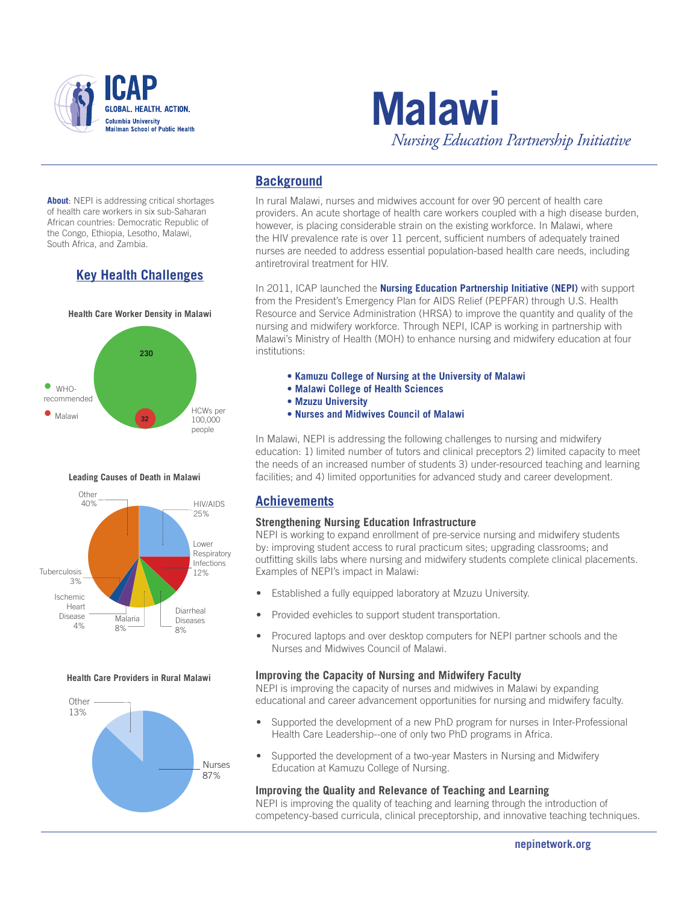# Malawi

*Nursing Education Partnership Initiative*

**About**: NEPI is addressing critical shortages of health care workers in six sub-Saharan African countries: Democratic Republic of the Congo, Ethiopia, Lesotho, Malawi, South Africa, and Zambia.

## Key Health Challenges

**Health Care Worker Density in Malawi**

HCWs per 100,000 people

- WHO-recommended: 230
- Malawi: 32

**Leading Causes of Death in Malawi**

- HIV/AIDS 25%
- Lower Respiratory Infections 12%
- Diarrheal Diseases 8%
- Malaria 8%
- Ischemic Heart Disease 4%
- Tuberculosis 3%
- Other 40%

**Health Care Providers in Rural Malawi**

- Nurses 87%
- Other 13%

## Background

In rural Malawi, nurses and midwives account for over 90 percent of health care providers. An acute shortage of health care workers coupled with a high disease burden, however, is placing considerable strain on the existing workforce. In Malawi, where the HIV prevalence rate is over 11 percent, sufficient numbers of adequately trained nurses are needed to address essential population-based health care needs, including antiretroviral treatment for HIV.

In 2011, ICAP launched the **Nursing Education Partnership Initiative (NEPI)** with support from the President's Emergency Plan for AIDS Relief (PEPFAR) through U.S. Health Resource and Service Administration (HRSA) to improve the quantity and quality of the nursing and midwifery workforce. Through NEPI, ICAP is working in partnership with Malawi's Ministry of Health (MOH) to enhance nursing and midwifery education at four institutions:

- **Kamuzu College of Nursing at the University of Malawi**
- **Malawi College of Health Sciences**
- **Mzuzu University**
- **Nurses and Midwives Council of Malawi**

In Malawi, NEPI is addressing the following challenges to nursing and midwifery education: 1) limited number of tutors and clinical preceptors 2) limited capacity to meet the needs of an increased number of students 3) under-resourced teaching and learning facilities; and 4) limited opportunities for advanced study and career development.

## Achievements

### Strengthening Nursing Education Infrastructure

NEPI is working to expand enrollment of pre-service nursing and midwifery students by: improving student access to rural practicum sites; upgrading classrooms; and outfitting skills labs where nursing and midwifery students complete clinical placements. Examples of NEPI's impact in Malawi:

- Established a fully equipped laboratory at Mzuzu University.
- Provided evehicles to support student transportation.
- Procured laptops and over desktop computers for NEPI partner schools and the Nurses and Midwives Council of Malawi.

### Improving the Capacity of Nursing and Midwifery Faculty

NEPI is improving the capacity of nurses and midwives in Malawi by expanding educational and career advancement opportunities for nursing and midwifery faculty.

- Supported the development of a new PhD program for nurses in Inter-Professional Health Care Leadership--one of only two PhD programs in Africa.
- Supported the development of a two-year Masters in Nursing and Midwifery Education at Kamuzu College of Nursing.

### Improving the Quality and Relevance of Teaching and Learning

NEPI is improving the quality of teaching and learning through the introduction of competency-based curricula, clinical preceptorship, and innovative teaching techniques.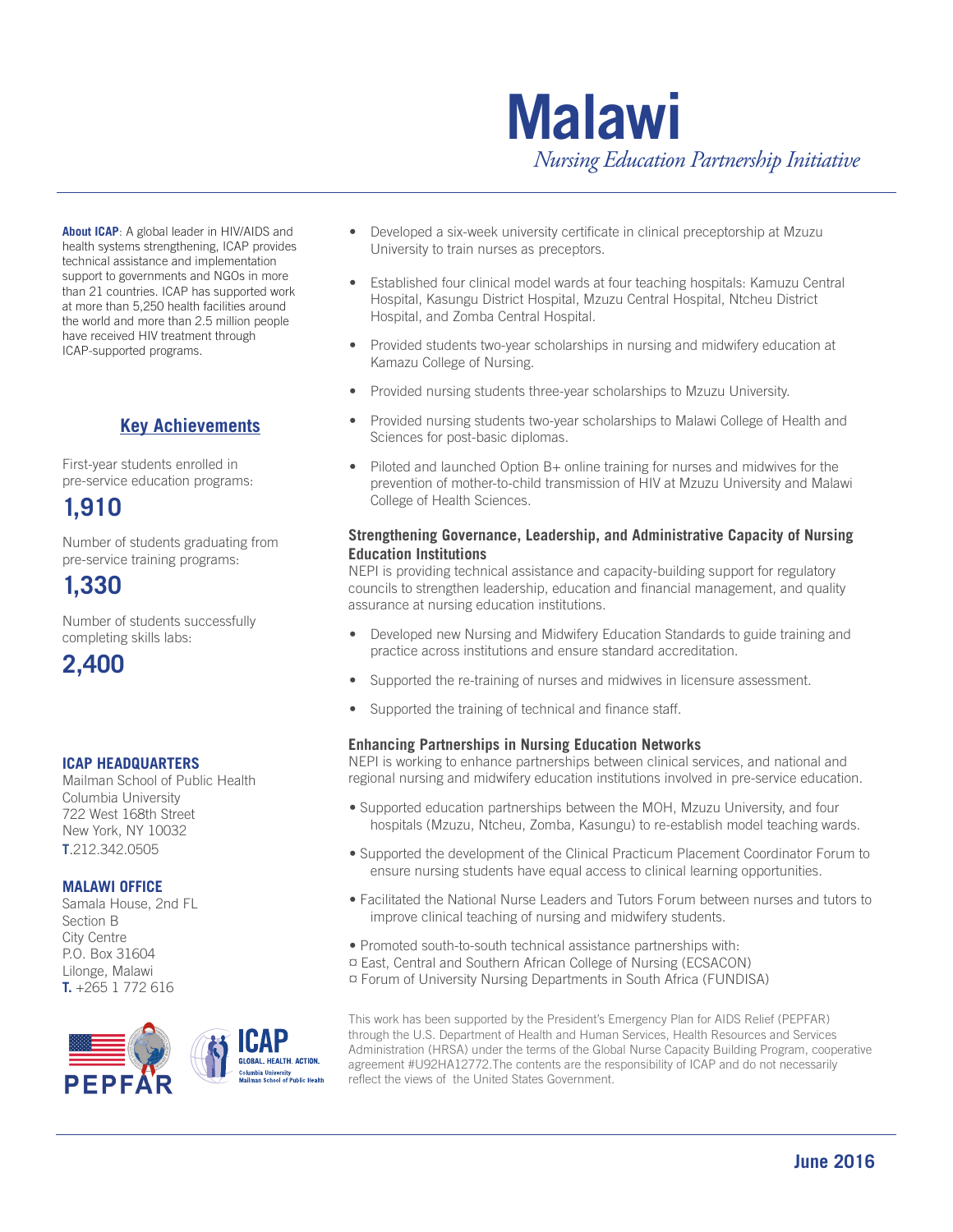# Malawi

*Nursing Education Partnership Initiative*

**About ICAP**: A global leader in HIV/AIDS and health systems strengthening, ICAP provides technical assistance and implementation support to governments and NGOs in more than 21 countries. ICAP has supported work at more than 5,250 health facilities around the world and more than 2.5 million people have received HIV treatment through ICAP-supported programs.

## Key Achievements

First-year students enrolled in pre-service education programs:

**1,910**

Number of students graduating from pre-service training programs:

**1,330**

Number of students successfully completing skills labs:

**2,400**

**ICAP HEADQUARTERS**
Mailman School of Public Health
Columbia University
722 West 168th Street
New York, NY 10032
**T**.212.342.0505

**MALAWI OFFICE**
Samala House, 2nd FL
Section B
City Centre
P.O. Box 31604
Lilonge, Malawi
**T.** +265 1 772 616

- Developed a six-week university certificate in clinical preceptorship at Mzuzu University to train nurses as preceptors.
- Established four clinical model wards at four teaching hospitals: Kamuzu Central Hospital, Kasungu District Hospital, Mzuzu Central Hospital, Ntcheu District Hospital, and Zomba Central Hospital.
- Provided students two-year scholarships in nursing and midwifery education at Kamazu College of Nursing.
- Provided nursing students three-year scholarships to Mzuzu University.
- Provided nursing students two-year scholarships to Malawi College of Health and Sciences for post-basic diplomas.
- Piloted and launched Option B+ online training for nurses and midwives for the prevention of mother-to-child transmission of HIV at Mzuzu University and Malawi College of Health Sciences.

### Strengthening Governance, Leadership, and Administrative Capacity of Nursing Education Institutions

NEPI is providing technical assistance and capacity-building support for regulatory councils to strengthen leadership, education and financial management, and quality assurance at nursing education institutions.

- Developed new Nursing and Midwifery Education Standards to guide training and practice across institutions and ensure standard accreditation.
- Supported the re-training of nurses and midwives in licensure assessment.
- Supported the training of technical and finance staff.

### Enhancing Partnerships in Nursing Education Networks

NEPI is working to enhance partnerships between clinical services, and national and regional nursing and midwifery education institutions involved in pre-service education.

- Supported education partnerships between the MOH, Mzuzu University, and four hospitals (Mzuzu, Ntcheu, Zomba, Kasungu) to re-establish model teaching wards.
- Supported the development of the Clinical Practicum Placement Coordinator Forum to ensure nursing students have equal access to clinical learning opportunities.
- Facilitated the National Nurse Leaders and Tutors Forum between nurses and tutors to improve clinical teaching of nursing and midwifery students.
- Promoted south-to-south technical assistance partnerships with:
  - East, Central and Southern African College of Nursing (ECSACON)
  - Forum of University Nursing Departments in South Africa (FUNDISA)

This work has been supported by the President's Emergency Plan for AIDS Relief (PEPFAR) through the U.S. Department of Health and Human Services, Health Resources and Services Administration (HRSA) under the terms of the Global Nurse Capacity Building Program, cooperative agreement #U92HA12772.The contents are the responsibility of ICAP and do not necessarily reflect the views of the United States Government.

PEPFAR

ICAP GLOBAL. HEALTH. ACTION. Columbia University Mailman School of Public Health

**June 2016**